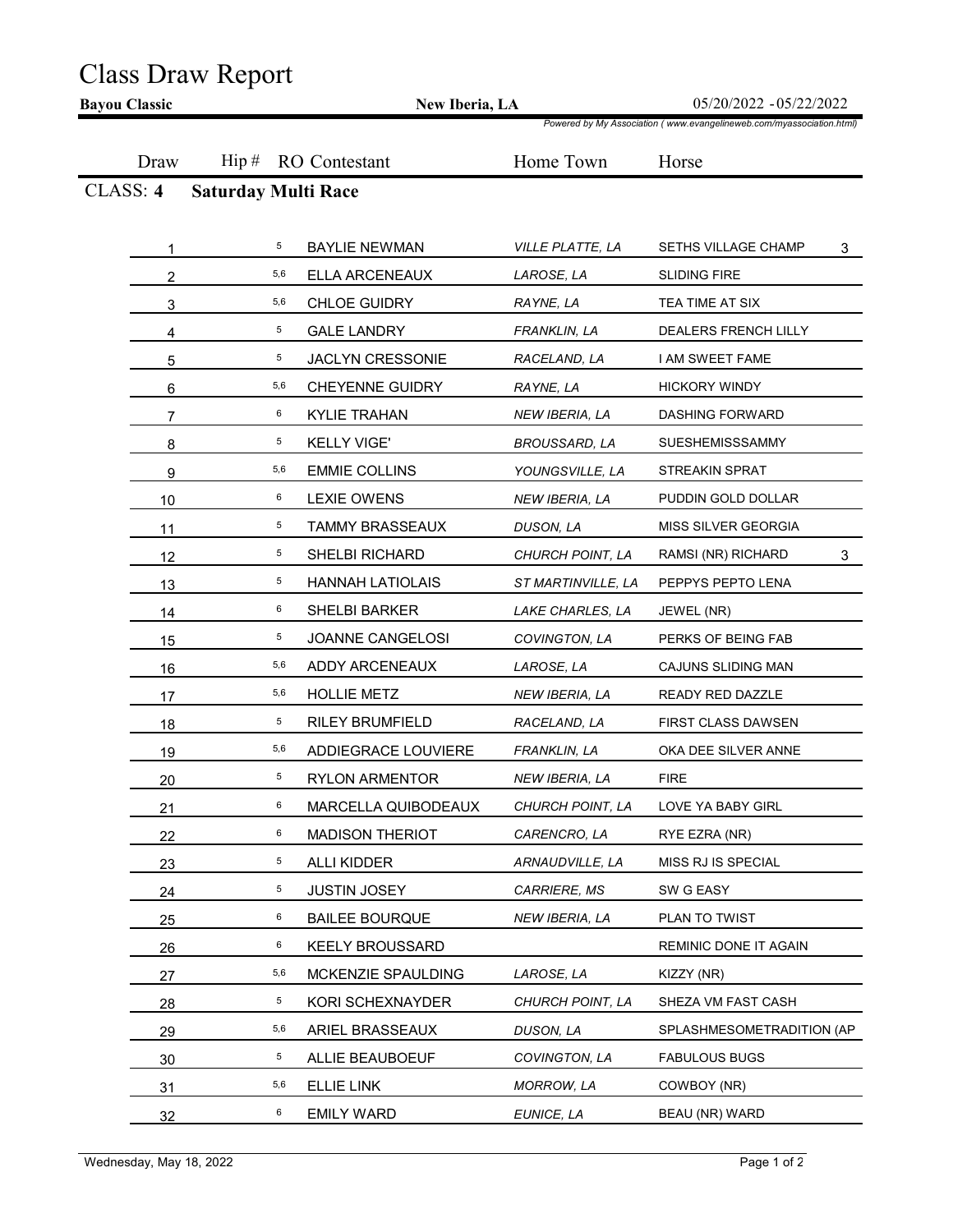# Class Draw Report

**Bayou Classic** | **New Iberia, LA** | 05/20/2022 - 05/22/2022

*Powered by My Association ( www.evangelineweb.com/myassociation.html)*

## CLASS: 4 Saturday Multi Race

| Draw | Hip # | RO | Contestant | Home Town | Horse | |
|---|---|---|---|---|---|---|
| 1 | | 5 | BAYLIE NEWMAN | *VILLE PLATTE, LA* | SETHS VILLAGE CHAMP | 3 |
| 2 | | 5,6 | ELLA ARCENEAUX | *LAROSE, LA* | SLIDING FIRE | |
| 3 | | 5,6 | CHLOE GUIDRY | *RAYNE, LA* | TEA TIME AT SIX | |
| 4 | | 5 | GALE LANDRY | *FRANKLIN, LA* | DEALERS FRENCH LILLY | |
| 5 | | 5 | JACLYN CRESSONIE | *RACELAND, LA* | I AM SWEET FAME | |
| 6 | | 5,6 | CHEYENNE GUIDRY | *RAYNE, LA* | HICKORY WINDY | |
| 7 | | 6 | KYLIE TRAHAN | *NEW IBERIA, LA* | DASHING FORWARD | |
| 8 | | 5 | KELLY VIGE' | *BROUSSARD, LA* | SUESHEMISSSAMMY | |
| 9 | | 5,6 | EMMIE COLLINS | *YOUNGSVILLE, LA* | STREAKIN SPRAT | |
| 10 | | 6 | LEXIE OWENS | *NEW IBERIA, LA* | PUDDIN GOLD DOLLAR | |
| 11 | | 5 | TAMMY BRASSEAUX | *DUSON, LA* | MISS SILVER GEORGIA | |
| 12 | | 5 | SHELBI RICHARD | *CHURCH POINT, LA* | RAMSI (NR) RICHARD | 3 |
| 13 | | 5 | HANNAH LATIOLAIS | *ST MARTINVILLE, LA* | PEPPYS PEPTO LENA | |
| 14 | | 6 | SHELBI BARKER | *LAKE CHARLES, LA* | JEWEL (NR) | |
| 15 | | 5 | JOANNE CANGELOSI | *COVINGTON, LA* | PERKS OF BEING FAB | |
| 16 | | 5,6 | ADDY ARCENEAUX | *LAROSE, LA* | CAJUNS SLIDING MAN | |
| 17 | | 5,6 | HOLLIE METZ | *NEW IBERIA, LA* | READY RED DAZZLE | |
| 18 | | 5 | RILEY BRUMFIELD | *RACELAND, LA* | FIRST CLASS DAWSEN | |
| 19 | | 5,6 | ADDIEGRACE LOUVIERE | *FRANKLIN, LA* | OKA DEE SILVER ANNE | |
| 20 | | 5 | RYLON ARMENTOR | *NEW IBERIA, LA* | FIRE | |
| 21 | | 6 | MARCELLA QUIBODEAUX | *CHURCH POINT, LA* | LOVE YA BABY GIRL | |
| 22 | | 6 | MADISON THERIOT | *CARENCRO, LA* | RYE EZRA (NR) | |
| 23 | | 5 | ALLI KIDDER | *ARNAUDVILLE, LA* | MISS RJ IS SPECIAL | |
| 24 | | 5 | JUSTIN JOSEY | *CARRIERE, MS* | SW G EASY | |
| 25 | | 6 | BAILEE BOURQUE | *NEW IBERIA, LA* | PLAN TO TWIST | |
| 26 | | 6 | KEELY BROUSSARD | | REMINIC DONE IT AGAIN | |
| 27 | | 5,6 | MCKENZIE SPAULDING | *LAROSE, LA* | KIZZY (NR) | |
| 28 | | 5 | KORI SCHEXNAYDER | *CHURCH POINT, LA* | SHEZA VM FAST CASH | |
| 29 | | 5,6 | ARIEL BRASSEAUX | *DUSON, LA* | SPLASHMESOMETRADITION (AP | |
| 30 | | 5 | ALLIE BEAUBOEUF | *COVINGTON, LA* | FABULOUS BUGS | |
| 31 | | 5,6 | ELLIE LINK | *MORROW, LA* | COWBOY (NR) | |
| 32 | | 6 | EMILY WARD | *EUNICE, LA* | BEAU (NR) WARD | |

Wednesday, May 18, 2022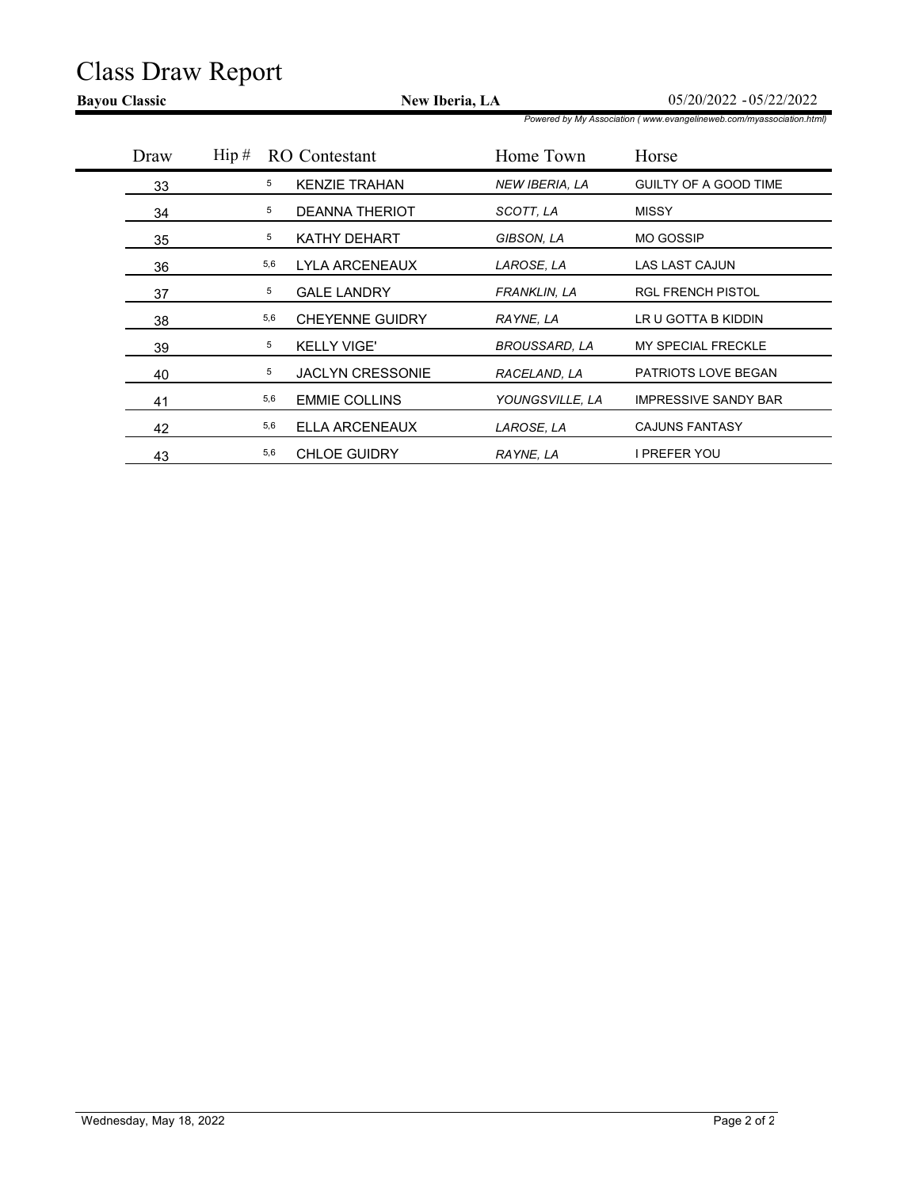# Class Draw Report

**Bayou Classic** **New Iberia, LA** 05/20/2022 - 05/22/2022

*Powered by My Association ( www.evangelineweb.com/myassociation.html)*

| Draw | Hip # | RO | Contestant | Home Town | Horse |
|---|---|---|---|---|---|
| 33 | | 5 | KENZIE TRAHAN | NEW IBERIA, LA | GUILTY OF A GOOD TIME |
| 34 | | 5 | DEANNA THERIOT | SCOTT, LA | MISSY |
| 35 | | 5 | KATHY DEHART | GIBSON, LA | MO GOSSIP |
| 36 | | 5,6 | LYLA ARCENEAUX | LAROSE, LA | LAS LAST CAJUN |
| 37 | | 5 | GALE LANDRY | FRANKLIN, LA | RGL FRENCH PISTOL |
| 38 | | 5,6 | CHEYENNE GUIDRY | RAYNE, LA | LR U GOTTA B KIDDIN |
| 39 | | 5 | KELLY VIGE' | BROUSSARD, LA | MY SPECIAL FRECKLE |
| 40 | | 5 | JACLYN CRESSONIE | RACELAND, LA | PATRIOTS LOVE BEGAN |
| 41 | | 5,6 | EMMIE COLLINS | YOUNGSVILLE, LA | IMPRESSIVE SANDY BAR |
| 42 | | 5,6 | ELLA ARCENEAUX | LAROSE, LA | CAJUNS FANTASY |
| 43 | | 5,6 | CHLOE GUIDRY | RAYNE, LA | I PREFER YOU |

Wednesday, May 18, 2022